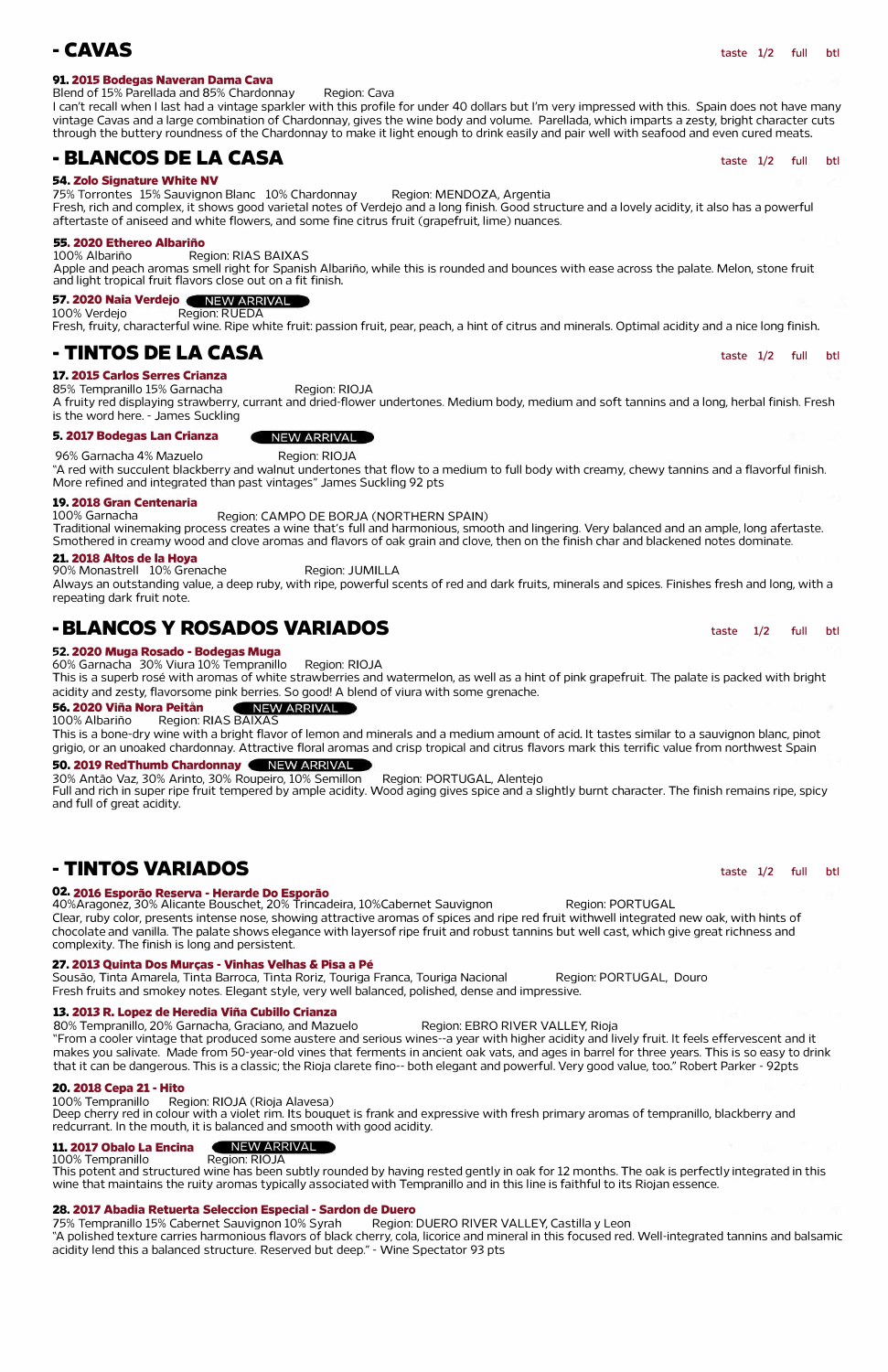## - CAVAS

taste 1/2 full btl

**91. 2015 Bodegas Naveran Dama Cava**
Blend of 15% Parellada and 85% Chardonnay Region: Cava
I can't recall when I last had a vintage sparkler with this profile for under 40 dollars but I'm very impressed with this. Spain does not have many vintage Cavas and a large combination of Chardonnay, gives the wine body and volume. Parellada, which imparts a zesty, bright character cuts through the buttery roundness of the Chardonnay to make it light enough to drink easily and pair well with seafood and even cured meats.

## - BLANCOS DE LA CASA

taste 1/2 full btl

**54. Zolo Signature White NV**
75% Torrontes 15% Sauvignon Blanc 10% Chardonnay Region: MENDOZA, Argentia
Fresh, rich and complex, it shows good varietal notes of Verdejo and a long finish. Good structure and a lovely acidity, it also has a powerful aftertaste of aniseed and white flowers, and some fine citrus fruit (grapefruit, lime) nuances.

**55. 2020 Ethereo Albariño**
100% Albariño Region: RIAS BAIXAS
Apple and peach aromas smell right for Spanish Albariño, while this is rounded and bounces with ease across the palate. Melon, stone fruit and light tropical fruit flavors close out on a fit finish.

**57. 2020 Naia Verdejo** NEW ARRIVAL
100% Verdejo Region: RUEDA
Fresh, fruity, characterful wine. Ripe white fruit: passion fruit, pear, peach, a hint of citrus and minerals. Optimal acidity and a nice long finish.

## - TINTOS DE LA CASA

taste 1/2 full btl

**17. 2015 Carlos Serres Crianza**
85% Tempranillo 15% Garnacha Region: RIOJA
A fruity red displaying strawberry, currant and dried-flower undertones. Medium body, medium and soft tannins and a long, herbal finish. Fresh is the word here. - James Suckling

**5. 2017 Bodegas Lan Crianza** NEW ARRIVAL
96% Garnacha 4% Mazuelo Region: RIOJA
"A red with succulent blackberry and walnut undertones that flow to a medium to full body with creamy, chewy tannins and a flavorful finish. More refined and integrated than past vintages" James Suckling 92 pts

**19. 2018 Gran Centenaria**
100% Garnacha Region: CAMPO DE BORJA (NORTHERN SPAIN)
Traditional winemaking process creates a wine that's full and harmonious, smooth and lingering. Very balanced and an ample, long aftertaste. Smothered in creamy wood and clove aromas and flavors of oak grain and clove, then on the finish char and blackened notes dominate.

**21. 2018 Altos de la Hoya**
90% Monastrell 10% Grenache Region: JUMILLA
Always an outstanding value, a deep ruby, with ripe, powerful scents of red and dark fruits, minerals and spices. Finishes fresh and long, with a repeating dark fruit note.

## - BLANCOS Y ROSADOS VARIADOS

taste 1/2 full btl

**52. 2020 Muga Rosado - Bodegas Muga**
60% Garnacha 30% Viura 10% Tempranillo Region: RIOJA
This is a superb rosé with aromas of white strawberries and watermelon, as well as a hint of pink grapefruit. The palate is packed with bright acidity and zesty, flavorsome pink berries. So good! A blend of viura with some grenache.

**56. 2020 Viña Nora Peitán** NEW ARRIVAL
100% Albariño Region: RIAS BAIXAS
This is a bone-dry wine with a bright flavor of lemon and minerals and a medium amount of acid. It tastes similar to a sauvignon blanc, pinot grigio, or an unoaked chardonnay. Attractive floral aromas and crisp tropical and citrus flavors mark this terrific value from northwest Spain

**50. 2019 RedThumb Chardonnay** NEW ARRIVAL
30% Antão Vaz, 30% Arinto, 30% Roupeiro, 10% Semillon Region: PORTUGAL, Alentejo
Full and rich in super ripe fruit tempered by ample acidity. Wood aging gives spice and a slightly burnt character. The finish remains ripe, spicy and full of great acidity.

## - TINTOS VARIADOS

taste 1/2 full btl

**02. 2016 Esporão Reserva - Herarde Do Esporão**
40%Aragonez, 30% Alicante Bouschet, 20% Trincadeira, 10%Cabernet Sauvignon Region: PORTUGAL
Clear, ruby color, presents intense nose, showing attractive aromas of spices and ripe red fruit withwell integrated new oak, with hints of chocolate and vanilla. The palate shows elegance with layersof ripe fruit and robust tannins but well cast, which give great richness and complexity. The finish is long and persistent.

**27. 2013 Quinta Dos Murças - Vinhas Velhas & Pisa a Pé**
Sousão, Tinta Amarela, Tinta Barroca, Tinta Roriz, Touriga Franca, Touriga Nacional Region: PORTUGAL, Douro
Fresh fruits and smokey notes. Elegant style, very well balanced, polished, dense and impressive.

**13. 2013 R. Lopez de Heredia Viña Cubillo Crianza**
80% Tempranillo, 20% Garnacha, Graciano, and Mazuelo Region: EBRO RIVER VALLEY, Rioja
"From a cooler vintage that produced some austere and serious wines--a year with higher acidity and lively fruit. It feels effervescent and it makes you salivate. Made from 50-year-old vines that ferments in ancient oak vats, and ages in barrel for three years. This is so easy to drink that it can be dangerous. This is a classic; the Rioja clarete fino-- both elegant and powerful. Very good value, too." Robert Parker - 92pts

**20. 2018 Cepa 21 - Hito**
100% Tempranillo Region: RIOJA (Rioja Alavesa)
Deep cherry red in colour with a violet rim. Its bouquet is frank and expressive with fresh primary aromas of tempranillo, blackberry and redcurrant. In the mouth, it is balanced and smooth with good acidity.

**11. 2017 Obalo La Encina** NEW ARRIVAL
100% Tempranillo Region: RIOJA
This potent and structured wine has been subtly rounded by having rested gently in oak for 12 months. The oak is perfectly integrated in this wine that maintains the ruity aromas typically associated with Tempranillo and in this line is faithful to its Riojan essence.

**28. 2017 Abadia Retuerta Seleccion Especial - Sardon de Duero**
75% Tempranillo 15% Cabernet Sauvignon 10% Syrah Region: DUERO RIVER VALLEY, Castilla y Leon
"A polished texture carries harmonious flavors of black cherry, cola, licorice and mineral in this focused red. Well-integrated tannins and balsamic acidity lend this a balanced structure. Reserved but deep." - Wine Spectator 93 pts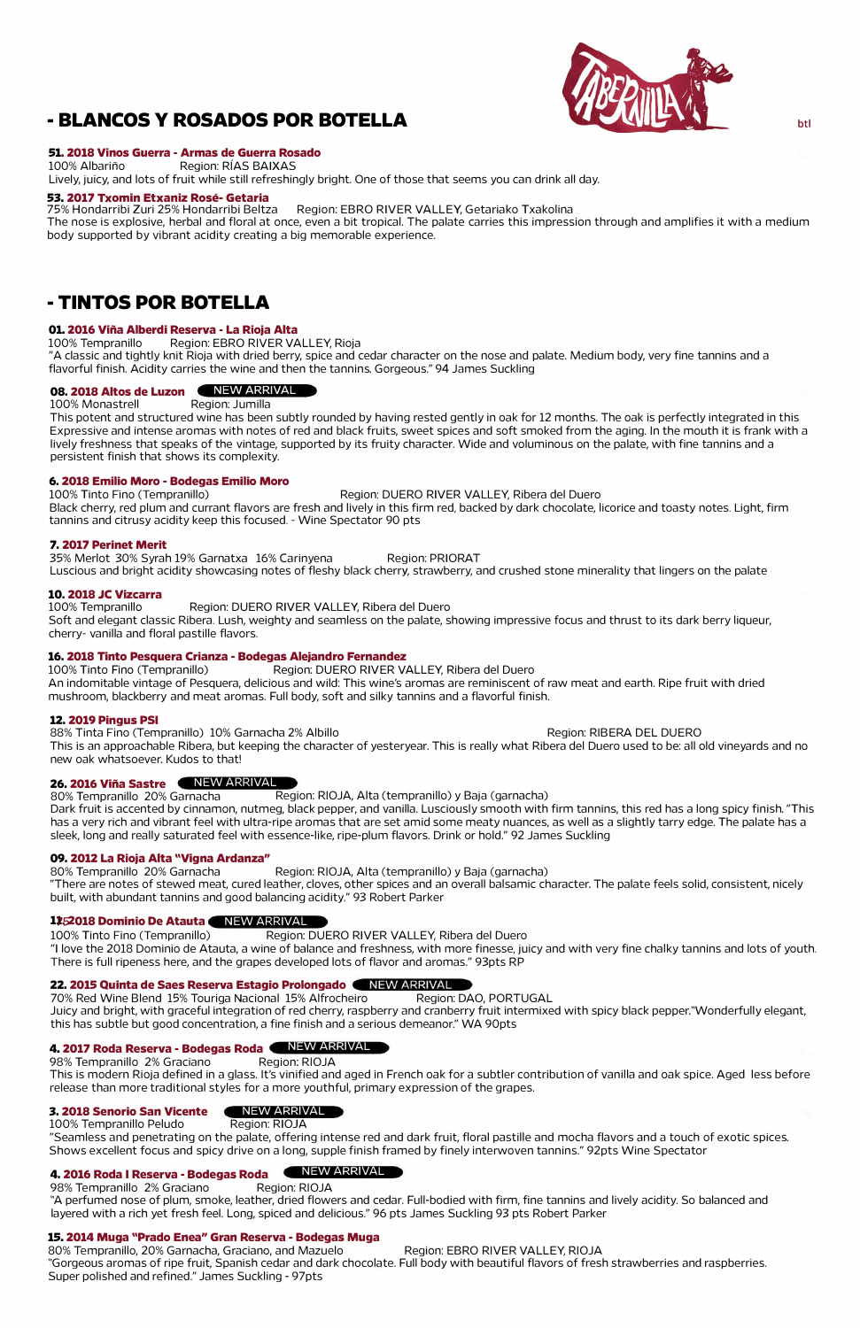## - BLANCOS Y ROSADOS POR BOTELLA

btl

**51. 2018 Vinos Guerra - Armas de Guerra Rosado**
100% Albariño Region: RÍAS BAIXAS
Lively, juicy, and lots of fruit while still refreshingly bright. One of those that seems you can drink all day.

**53. 2017 Txomin Etxaniz Rosé- Getaria**
75% Hondarribi Zuri 25% Hondarribi Beltza Region: EBRO RIVER VALLEY, Getariako Txakolina
The nose is explosive, herbal and floral at once, even a bit tropical. The palate carries this impression through and amplifies it with a medium body supported by vibrant acidity creating a big memorable experience.

## - TINTOS POR BOTELLA

**01. 2016 Viña Alberdi Reserva - La Rioja Alta**
100% Tempranillo Region: EBRO RIVER VALLEY, Rioja
"A classic and tightly knit Rioja with dried berry, spice and cedar character on the nose and palate. Medium body, very fine tannins and a flavorful finish. Acidity carries the wine and then the tannins. Gorgeous." 94 James Suckling

**08. 2018 Altos de Luzon** NEW ARRIVAL
100% Monastrell Region: Jumilla
This potent and structured wine has been subtly rounded by having rested gently in oak for 12 months. The oak is perfectly integrated in this Expressive and intense aromas with notes of red and black fruits, sweet spices and soft smoked from the aging. In the mouth it is frank with a lively freshness that speaks of the vintage, supported by its fruity character. Wide and voluminous on the palate, with fine tannins and a persistent finish that shows its complexity.

**6. 2018 Emilio Moro - Bodegas Emilio Moro**
100% Tinto Fino (Tempranillo) Region: DUERO RIVER VALLEY, Ribera del Duero
Black cherry, red plum and currant flavors are fresh and lively in this firm red, backed by dark chocolate, licorice and toasty notes. Light, firm tannins and citrusy acidity keep this focused. - Wine Spectator 90 pts

**7. 2017 Perinet Merit**
35% Merlot 30% Syrah 19% Garnatxa 16% Carinyena Region: PRIORAT
Luscious and bright acidity showcasing notes of fleshy black cherry, strawberry, and crushed stone minerality that lingers on the palate

**10. 2018 JC Vizcarra**
100% Tempranillo Region: DUERO RIVER VALLEY, Ribera del Duero
Soft and elegant classic Ribera. Lush, weighty and seamless on the palate, showing impressive focus and thrust to its dark berry liqueur, cherry- vanilla and floral pastille flavors.

**16. 2018 Tinto Pesquera Crianza - Bodegas Alejandro Fernandez**
100% Tinto Fino (Tempranillo) Region: DUERO RIVER VALLEY, Ribera del Duero
An indomitable vintage of Pesquera, delicious and wild: This wine's aromas are reminiscent of raw meat and earth. Ripe fruit with dried mushroom, blackberry and meat aromas. Full body, soft and silky tannins and a flavorful finish.

**12. 2019 Pingus PSI**
88% Tinta Fino (Tempranillo) 10% Garnacha 2% Albillo Region: RIBERA DEL DUERO
This is an approachable Ribera, but keeping the character of yesteryear. This is really what Ribera del Duero used to be: all old vineyards and no new oak whatsoever. Kudos to that!

**26. 2016 Viña Sastre** NEW ARRIVAL
80% Tempranillo 20% Garnacha Region: RIOJA, Alta (tempranillo) y Baja (garnacha)
Dark fruit is accented by cinnamon, nutmeg, black pepper, and vanilla. Lusciously smooth with firm tannins, this red has a long spicy finish. "This has a very rich and vibrant feel with ultra-ripe aromas that are set amid some meaty nuances, as well as a slightly tarry edge. The palate has a sleek, long and really saturated feel with essence-like, ripe-plum flavors. Drink or hold." 92 James Suckling

**09. 2012 La Rioja Alta "Vigna Ardanza"**
80% Tempranillo 20% Garnacha Region: RIOJA, Alta (tempranillo) y Baja (garnacha)
"There are notes of stewed meat, cured leather, cloves, other spices and an overall balsamic character. The palate feels solid, consistent, nicely built, with abundant tannins and good balancing acidity." 93 Robert Parker

**15. 2018 Dominio De Atauta** NEW ARRIVAL
100% Tinto Fino (Tempranillo) Region: DUERO RIVER VALLEY, Ribera del Duero
"I love the 2018 Dominio de Atauta, a wine of balance and freshness, with more finesse, juicy and with very fine chalky tannins and lots of youth. There is full ripeness here, and the grapes developed lots of flavor and aromas." 93pts RP

**22. 2015 Quinta de Saes Reserva Estagio Prolongado** NEW ARRIVAL
70% Red Wine Blend 15% Touriga Nacional 15% Alfrocheiro Region: DAO, PORTUGAL
Juicy and bright, with graceful integration of red cherry, raspberry and cranberry fruit intermixed with spicy black pepper."Wonderfully elegant, this has subtle but good concentration, a fine finish and a serious demeanor." WA 90pts

**4. 2017 Roda Reserva - Bodegas Roda** NEW ARRIVAL
98% Tempranillo 2% Graciano Region: RIOJA
This is modern Rioja defined in a glass. It's vinified and aged in French oak for a subtler contribution of vanilla and oak spice. Aged less before release than more traditional styles for a more youthful, primary expression of the grapes.

**3. 2018 Senorio San Vicente** NEW ARRIVAL
100% Tempranillo Peludo Region: RIOJA
"Seamless and penetrating on the palate, offering intense red and dark fruit, floral pastille and mocha flavors and a touch of exotic spices. Shows excellent focus and spicy drive on a long, supple finish framed by finely interwoven tannins." 92pts Wine Spectator

**4. 2016 Roda I Reserva - Bodegas Roda** NEW ARRIVAL
98% Tempranillo 2% Graciano Region: RIOJA
"A perfumed nose of plum, smoke, leather, dried flowers and cedar. Full-bodied with firm, fine tannins and lively acidity. So balanced and layered with a rich yet fresh feel. Long, spiced and delicious." 96 pts James Suckling 93 pts Robert Parker

**15. 2014 Muga "Prado Enea" Gran Reserva - Bodegas Muga**
80% Tempranillo, 20% Garnacha, Graciano, and Mazuelo Region: EBRO RIVER VALLEY, RIOJA
"Gorgeous aromas of ripe fruit, Spanish cedar and dark chocolate. Full body with beautiful flavors of fresh strawberries and raspberries. Super polished and refined." James Suckling - 97pts